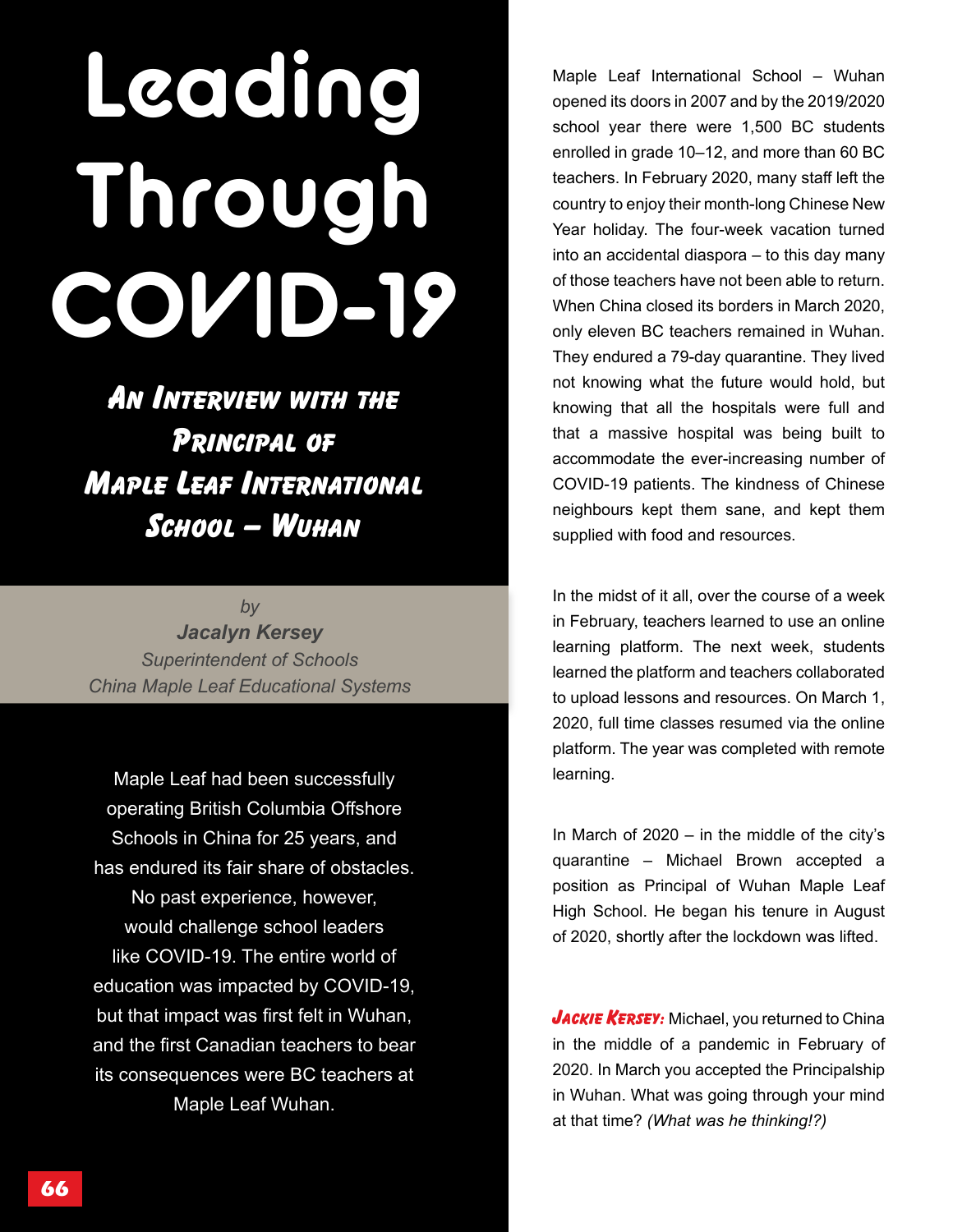# Leading Through COVID-19

## An Interview with the Principal of Maple Leaf International School – Wuhan

*by*
***Jacalyn Kersey***
*Superintendent of Schools*
*China Maple Leaf Educational Systems*

Maple Leaf had been successfully operating British Columbia Offshore Schools in China for 25 years, and has endured its fair share of obstacles. No past experience, however, would challenge school leaders like COVID-19. The entire world of education was impacted by COVID-19, but that impact was first felt in Wuhan, and the first Canadian teachers to bear its consequences were BC teachers at Maple Leaf Wuhan.

Maple Leaf International School – Wuhan opened its doors in 2007 and by the 2019/2020 school year there were 1,500 BC students enrolled in grade 10–12, and more than 60 BC teachers. In February 2020, many staff left the country to enjoy their month-long Chinese New Year holiday. The four-week vacation turned into an accidental diaspora – to this day many of those teachers have not been able to return. When China closed its borders in March 2020, only eleven BC teachers remained in Wuhan. They endured a 79-day quarantine. They lived not knowing what the future would hold, but knowing that all the hospitals were full and that a massive hospital was being built to accommodate the ever-increasing number of COVID-19 patients. The kindness of Chinese neighbours kept them sane, and kept them supplied with food and resources.

In the midst of it all, over the course of a week in February, teachers learned to use an online learning platform. The next week, students learned the platform and teachers collaborated to upload lessons and resources. On March 1, 2020, full time classes resumed via the online platform. The year was completed with remote learning.

In March of 2020 – in the middle of the city's quarantine – Michael Brown accepted a position as Principal of Wuhan Maple Leaf High School. He began his tenure in August of 2020, shortly after the lockdown was lifted.

***Jackie Kersey:*** Michael, you returned to China in the middle of a pandemic in February of 2020. In March you accepted the Principalship in Wuhan. What was going through your mind at that time? *(What was he thinking!?)*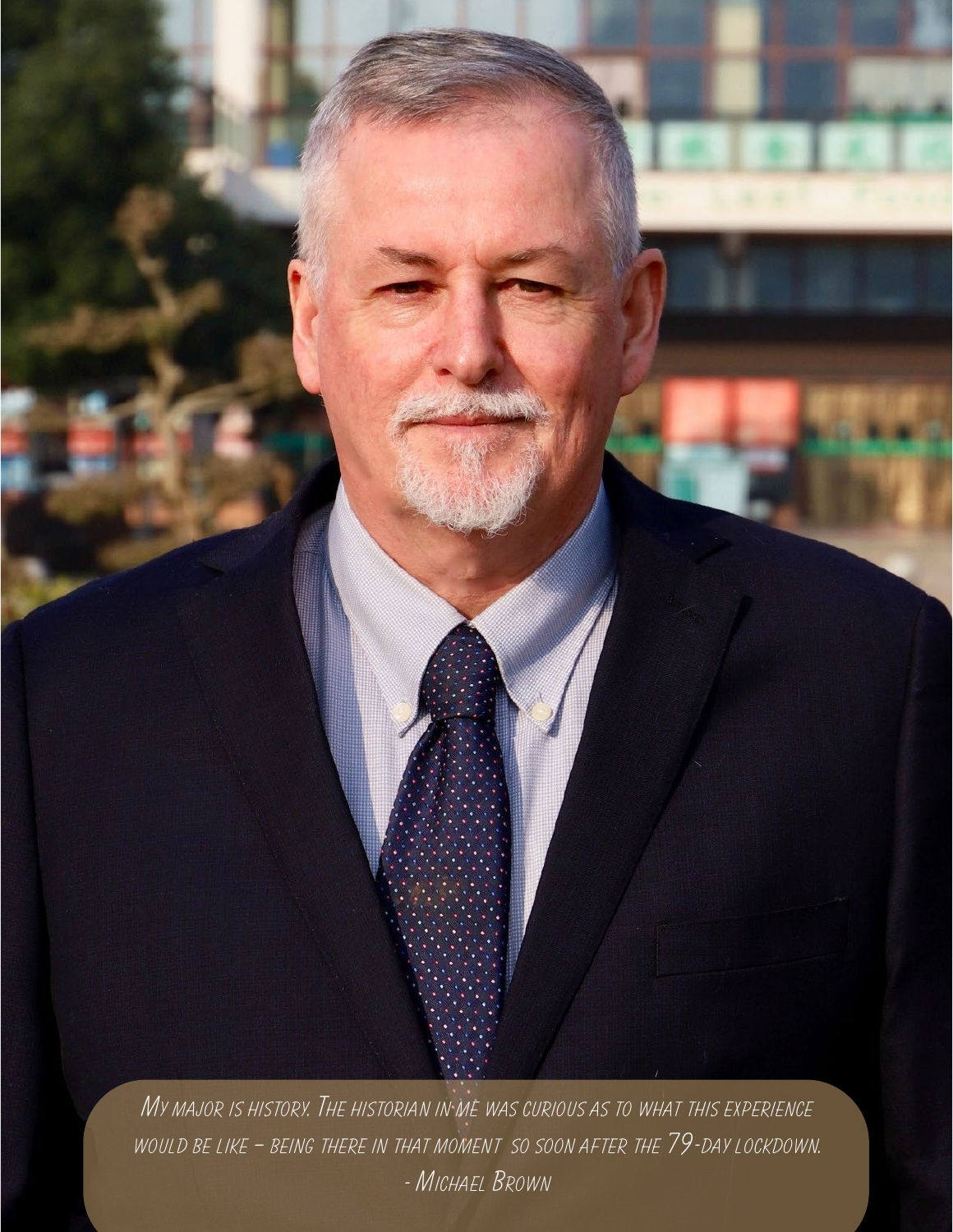*My major is history. The historian in me was curious as to what this experience would be like – being there in that moment so soon after the 79-day lockdown.*

*- Michael Brown*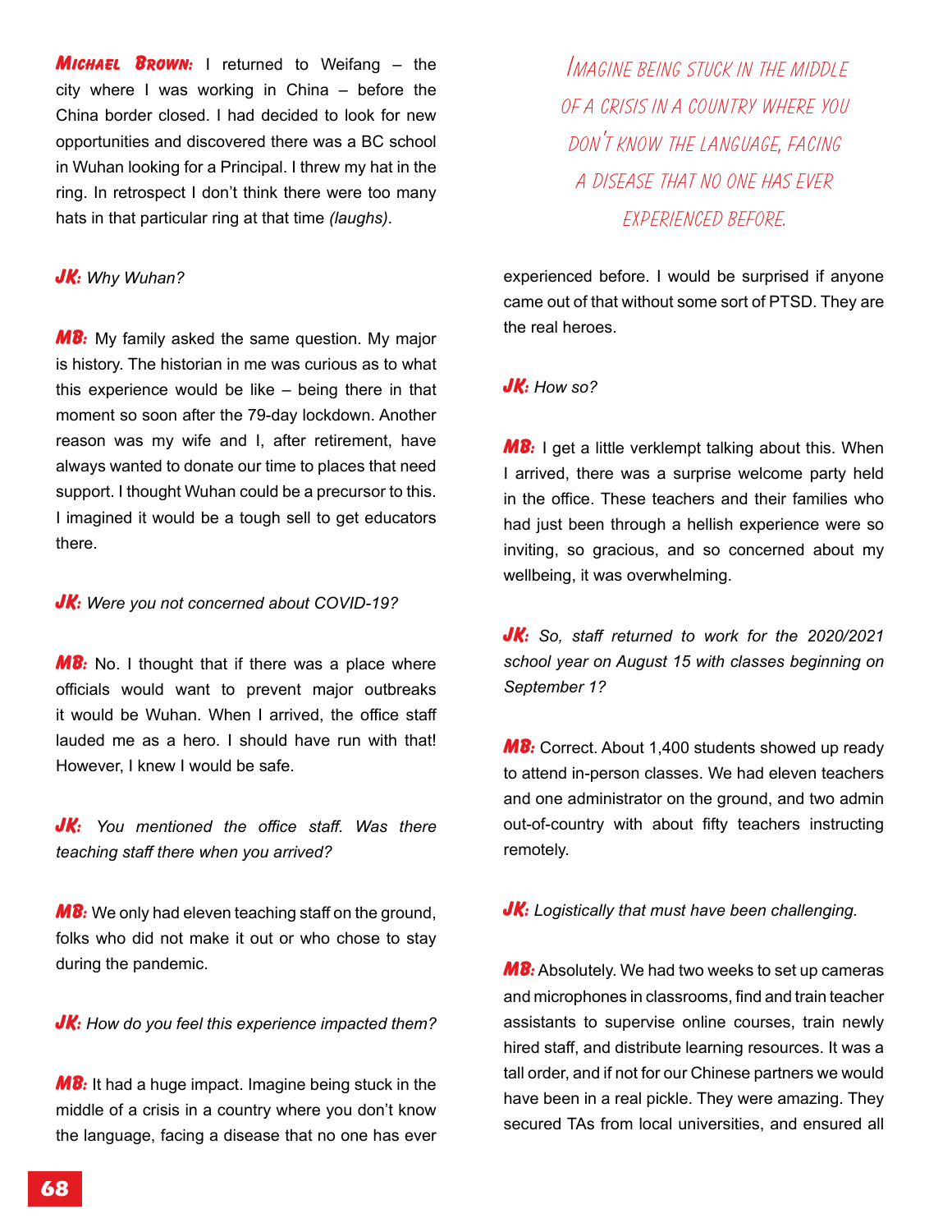**MICHAEL BROWN:** I returned to Weifang – the city where I was working in China – before the China border closed. I had decided to look for new opportunities and discovered there was a BC school in Wuhan looking for a Principal. I threw my hat in the ring. In retrospect I don't think there were too many hats in that particular ring at that time *(laughs)*.

***JK:*** *Why Wuhan?*

**MB:** My family asked the same question. My major is history. The historian in me was curious as to what this experience would be like – being there in that moment so soon after the 79-day lockdown. Another reason was my wife and I, after retirement, have always wanted to donate our time to places that need support. I thought Wuhan could be a precursor to this. I imagined it would be a tough sell to get educators there.

***JK:*** *Were you not concerned about COVID-19?*

**MB:** No. I thought that if there was a place where officials would want to prevent major outbreaks it would be Wuhan. When I arrived, the office staff lauded me as a hero. I should have run with that! However, I knew I would be safe.

***JK:*** *You mentioned the office staff. Was there teaching staff there when you arrived?*

**MB:** We only had eleven teaching staff on the ground, folks who did not make it out or who chose to stay during the pandemic.

***JK:*** *How do you feel this experience impacted them?*

**MB:** It had a huge impact. Imagine being stuck in the middle of a crisis in a country where you don't know the language, facing a disease that no one has ever experienced before. I would be surprised if anyone came out of that without some sort of PTSD. They are the real heroes.

> IMAGINE BEING STUCK IN THE MIDDLE OF A CRISIS IN A COUNTRY WHERE YOU DON'T KNOW THE LANGUAGE, FACING A DISEASE THAT NO ONE HAS EVER EXPERIENCED BEFORE.

***JK:*** *How so?*

**MB:** I get a little verklempt talking about this. When I arrived, there was a surprise welcome party held in the office. These teachers and their families who had just been through a hellish experience were so inviting, so gracious, and so concerned about my wellbeing, it was overwhelming.

***JK:*** *So, staff returned to work for the 2020/2021 school year on August 15 with classes beginning on September 1?*

**MB:** Correct. About 1,400 students showed up ready to attend in-person classes. We had eleven teachers and one administrator on the ground, and two admin out-of-country with about fifty teachers instructing remotely.

***JK:*** *Logistically that must have been challenging.*

**MB:** Absolutely. We had two weeks to set up cameras and microphones in classrooms, find and train teacher assistants to supervise online courses, train newly hired staff, and distribute learning resources. It was a tall order, and if not for our Chinese partners we would have been in a real pickle. They were amazing. They secured TAs from local universities, and ensured all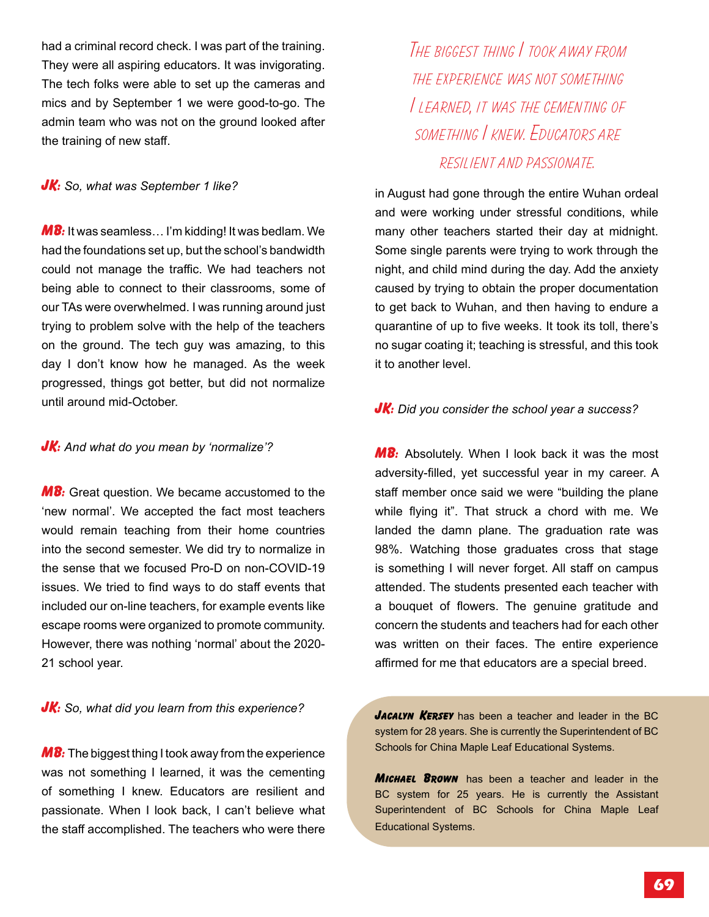had a criminal record check. I was part of the training. They were all aspiring educators. It was invigorating. The tech folks were able to set up the cameras and mics and by September 1 we were good-to-go. The admin team who was not on the ground looked after the training of new staff.

**JK:** *So, what was September 1 like?*

**MB:** It was seamless… I'm kidding! It was bedlam. We had the foundations set up, but the school's bandwidth could not manage the traffic. We had teachers not being able to connect to their classrooms, some of our TAs were overwhelmed. I was running around just trying to problem solve with the help of the teachers on the ground. The tech guy was amazing, to this day I don't know how he managed. As the week progressed, things got better, but did not normalize until around mid-October.

**JK:** *And what do you mean by 'normalize'?*

**MB:** Great question. We became accustomed to the 'new normal'. We accepted the fact most teachers would remain teaching from their home countries into the second semester. We did try to normalize in the sense that we focused Pro-D on non-COVID-19 issues. We tried to find ways to do staff events that included our on-line teachers, for example events like escape rooms were organized to promote community. However, there was nothing 'normal' about the 2020-21 school year.

**JK:** *So, what did you learn from this experience?*

**MB:** The biggest thing I took away from the experience was not something I learned, it was the cementing of something I knew. Educators are resilient and passionate. When I look back, I can't believe what the staff accomplished. The teachers who were there in August had gone through the entire Wuhan ordeal and were working under stressful conditions, while many other teachers started their day at midnight. Some single parents were trying to work through the night, and child mind during the day. Add the anxiety caused by trying to obtain the proper documentation to get back to Wuhan, and then having to endure a quarantine of up to five weeks. It took its toll, there's no sugar coating it; teaching is stressful, and this took it to another level.

> THE BIGGEST THING I TOOK AWAY FROM THE EXPERIENCE WAS NOT SOMETHING I LEARNED, IT WAS THE CEMENTING OF SOMETHING I KNEW. EDUCATORS ARE RESILIENT AND PASSIONATE.

**JK:** *Did you consider the school year a success?*

**MB:** Absolutely. When I look back it was the most adversity-filled, yet successful year in my career. A staff member once said we were "building the plane while flying it". That struck a chord with me. We landed the damn plane. The graduation rate was 98%. Watching those graduates cross that stage is something I will never forget. All staff on campus attended. The students presented each teacher with a bouquet of flowers. The genuine gratitude and concern the students and teachers had for each other was written on their faces. The entire experience affirmed for me that educators are a special breed.

**JACALYN KERSEY** has been a teacher and leader in the BC system for 28 years. She is currently the Superintendent of BC Schools for China Maple Leaf Educational Systems.

**MICHAEL BROWN** has been a teacher and leader in the BC system for 25 years. He is currently the Assistant Superintendent of BC Schools for China Maple Leaf Educational Systems.